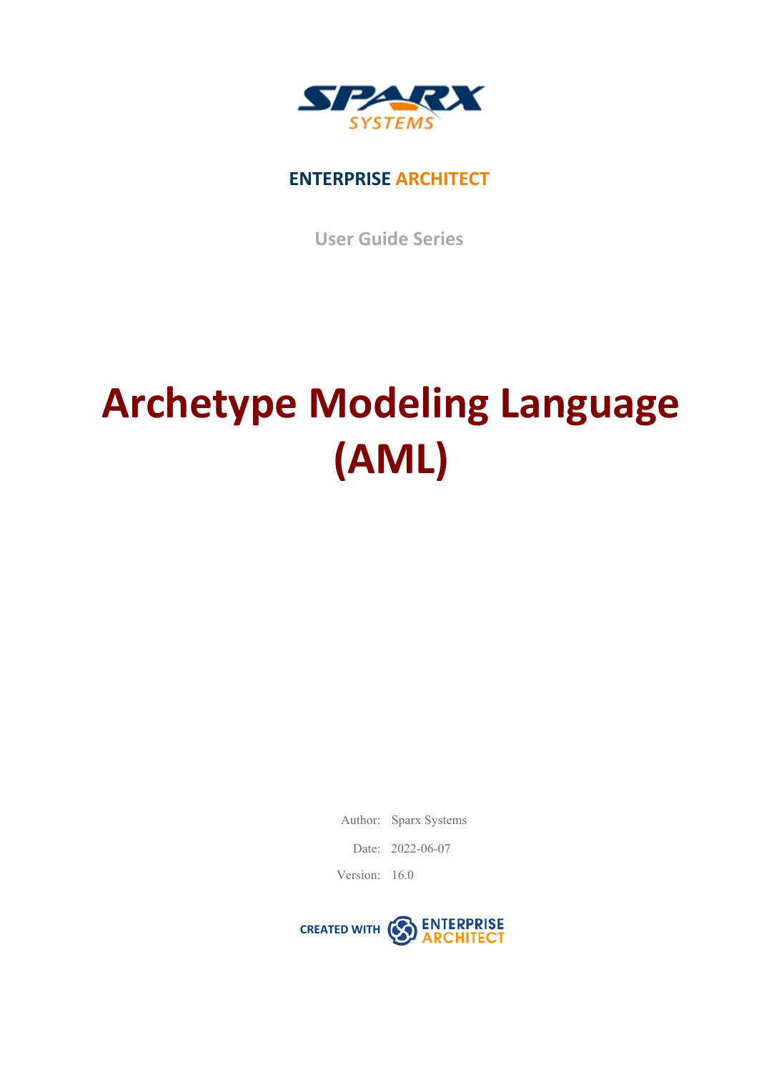**ENTERPRISE ARCHITECT**

User Guide Series

# Archetype Modeling Language (AML)

Author: Sparx Systems

Date: 2022-06-07

Version: 16.0

CREATED WITH ENTERPRISE ARCHITECT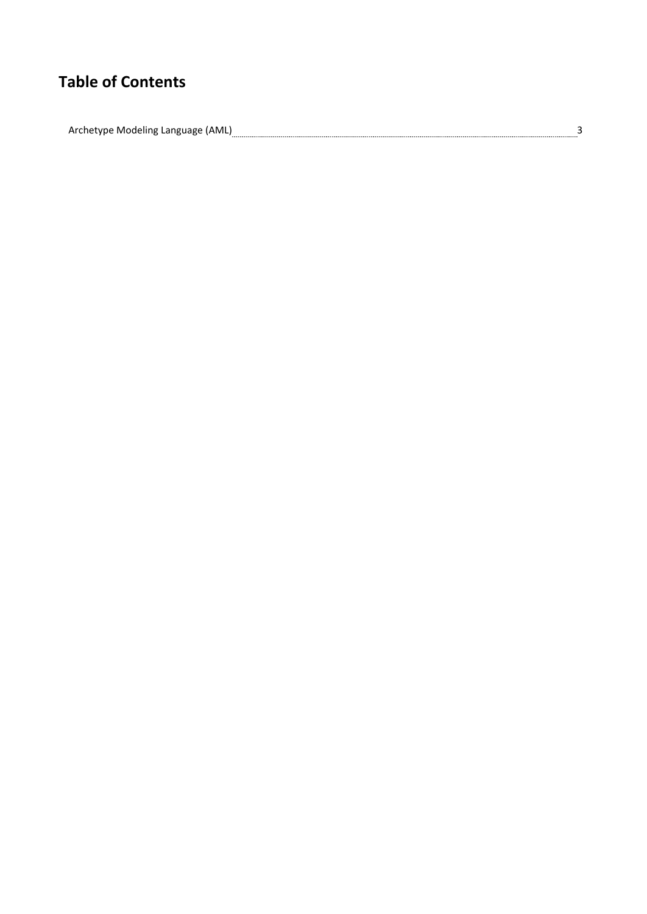# Table of Contents

Archetype Modeling Language (AML) ........................................................................................................................ 3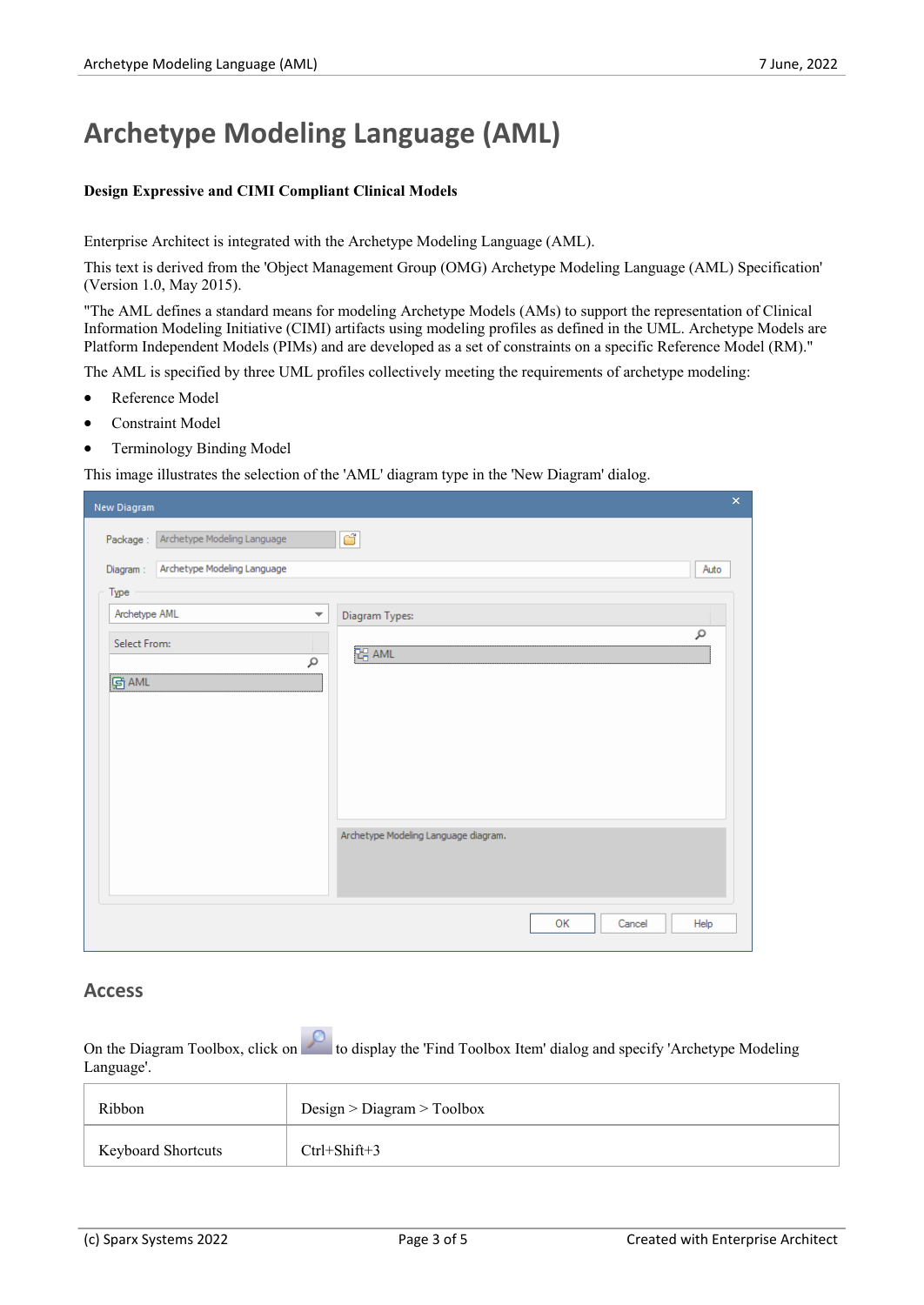# Archetype Modeling Language (AML)

**Design Expressive and CIMI Compliant Clinical Models**

Enterprise Architect is integrated with the Archetype Modeling Language (AML).

This text is derived from the 'Object Management Group (OMG) Archetype Modeling Language (AML) Specification' (Version 1.0, May 2015).

"The AML defines a standard means for modeling Archetype Models (AMs) to support the representation of Clinical Information Modeling Initiative (CIMI) artifacts using modeling profiles as defined in the UML. Archetype Models are Platform Independent Models (PIMs) and are developed as a set of constraints on a specific Reference Model (RM)."

The AML is specified by three UML profiles collectively meeting the requirements of archetype modeling:

- Reference Model
- Constraint Model
- Terminology Binding Model

This image illustrates the selection of the 'AML' diagram type in the 'New Diagram' dialog.

## Access

On the Diagram Toolbox, click on to display the 'Find Toolbox Item' dialog and specify 'Archetype Modeling Language'.

| Ribbon | Design > Diagram > Toolbox |
|---|---|
| Keyboard Shortcuts | Ctrl+Shift+3 |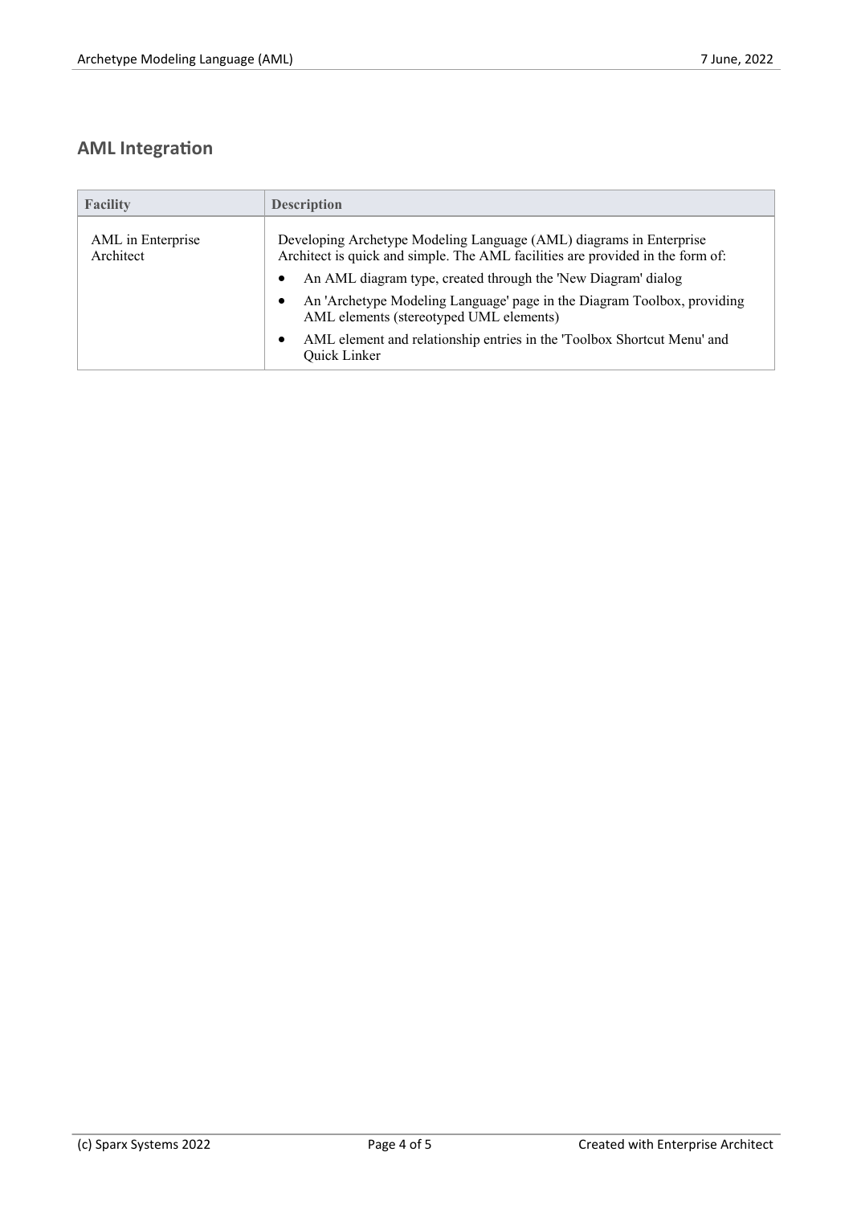## AML Integration

| Facility | Description |
| --- | --- |
| AML in Enterprise Architect | Developing Archetype Modeling Language (AML) diagrams in Enterprise Architect is quick and simple. The AML facilities are provided in the form of:<br>• An AML diagram type, created through the 'New Diagram' dialog<br>• An 'Archetype Modeling Language' page in the Diagram Toolbox, providing AML elements (stereotyped UML elements)<br>• AML element and relationship entries in the 'Toolbox Shortcut Menu' and Quick Linker |